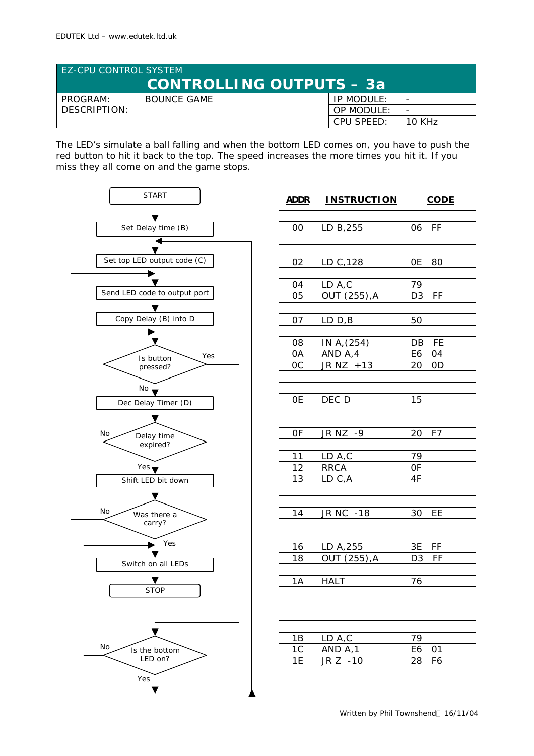EDUTEK Ltd – www.edutek.ltd.uk

EZ-CPU CONTROL SYSTEM

# CONTROLLING OUTPUTS – 3a

| PROGRAM: | BOUNCE GAME | IP MODULE: | - |
|---|---|---|---|
| DESCRIPTION: | | OP MODULE: | - |
| | | CPU SPEED: | 10 KHz |

The LED's simulate a ball falling and when the bottom LED comes on, you have to push the red button to hit it back to the top. The speed increases the more times you hit it. If you miss they all come on and the game stops.

Flowchart:

- START
- Set Delay time (B)
- Set top LED output code (C)
- Send LED code to output port
- Copy Delay (B) into D
- Is button pressed? (Yes → Is the bottom LED on?; No → continue)
- Dec Delay Timer (D)
- Delay time expired? (No → back to Is button pressed?; Yes → continue)
- Shift LED bit down
- Was there a carry? (No → back to Send LED code to output port; Yes → continue)
- Switch on all LEDs
- STOP
- Is the bottom LED on? (No → Switch on all LEDs; Yes → back to Set top LED output code (C))

| ADDR | INSTRUCTION | CODE |
|---|---|---|
| 00 | LD B,255 | 06 FF |
| 02 | LD C,128 | 0E 80 |
| 04 | LD A,C | 79 |
| 05 | OUT (255),A | D3 FF |
| 07 | LD D,B | 50 |
| 08 | IN A,(254) | DB FE |
| 0A | AND A,4 | E6 04 |
| 0C | JR NZ +13 | 20 0D |
| 0E | DEC D | 15 |
| 0F | JR NZ -9 | 20 F7 |
| 11 | LD A,C | 79 |
| 12 | RRCA | 0F |
| 13 | LD C,A | 4F |
| 14 | JR NC -18 | 30 EE |
| 16 | LD A,255 | 3E FF |
| 18 | OUT (255),A | D3 FF |
| 1A | HALT | 76 |
| 1B | LD A,C | 79 |
| 1C | AND A,1 | E6 01 |
| 1E | JR Z -10 | 28 F6 |

Written by Phil Townshend 16/11/04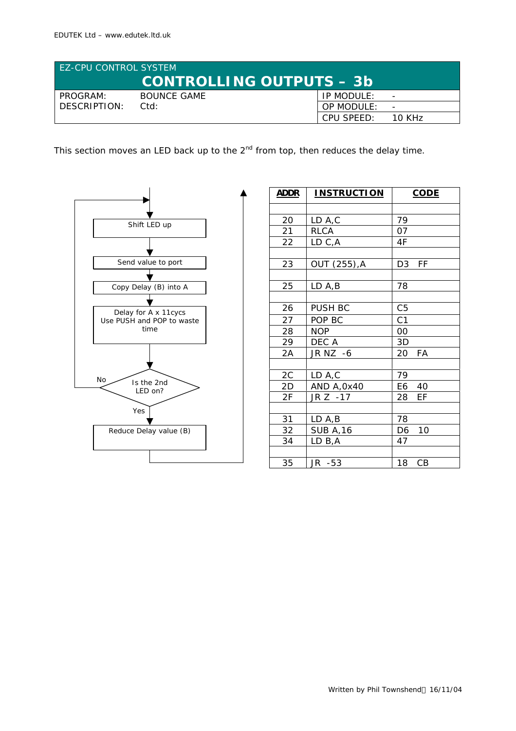EZ-CPU CONTROL SYSTEM

# CONTROLLING OUTPUTS – 3b

| | | | |
|---|---|---|---|
| PROGRAM: | BOUNCE GAME | IP MODULE: | - |
| DESCRIPTION: | Ctd: | OP MODULE: | - |
| | | CPU SPEED: | 10 KHz |

This section moves an LED back up to the 2nd from top, then reduces the delay time.

Shift LED up

Send value to port

Copy Delay (B) into A

Delay for A x 11cycs
Use PUSH and POP to waste time

Is the 2nd LED on?

No

Yes

Reduce Delay value (B)

| ADDR | INSTRUCTION | CODE |
|---|---|---|
| | | |
| 20 | LD A,C | 79 |
| 21 | RLCA | 07 |
| 22 | LD C,A | 4F |
| | | |
| 23 | OUT (255),A | D3 FF |
| | | |
| 25 | LD A,B | 78 |
| | | |
| 26 | PUSH BC | C5 |
| 27 | POP BC | C1 |
| 28 | NOP | 00 |
| 29 | DEC A | 3D |
| 2A | JR NZ -6 | 20 FA |
| | | |
| 2C | LD A,C | 79 |
| 2D | AND A,0x40 | E6 40 |
| 2F | JR Z -17 | 28 EF |
| | | |
| 31 | LD A,B | 78 |
| 32 | SUB A,16 | D6 10 |
| 34 | LD B,A | 47 |
| | | |
| 35 | JR -53 | 18 CB |